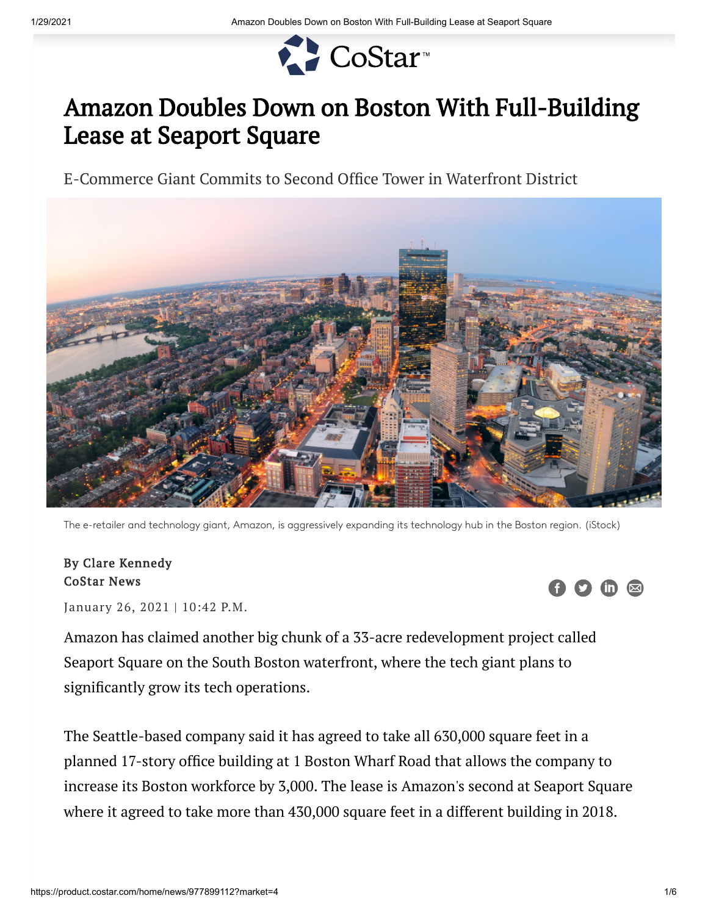# Amazon Doubles Down on Boston With Full-Building Lease at Seaport Square

E-Commerce Giant Commits to Second Office Tower in Waterfront District

The e-retailer and technology giant, Amazon, is aggressively expanding its technology hub in the Boston region. (iStock)

**By Clare Kennedy**
**CoStar News**

January 26, 2021 | 10:42 P.M.

Amazon has claimed another big chunk of a 33-acre redevelopment project called Seaport Square on the South Boston waterfront, where the tech giant plans to significantly grow its tech operations.

The Seattle-based company said it has agreed to take all 630,000 square feet in a planned 17-story office building at 1 Boston Wharf Road that allows the company to increase its Boston workforce by 3,000. The lease is Amazon's second at Seaport Square where it agreed to take more than 430,000 square feet in a different building in 2018.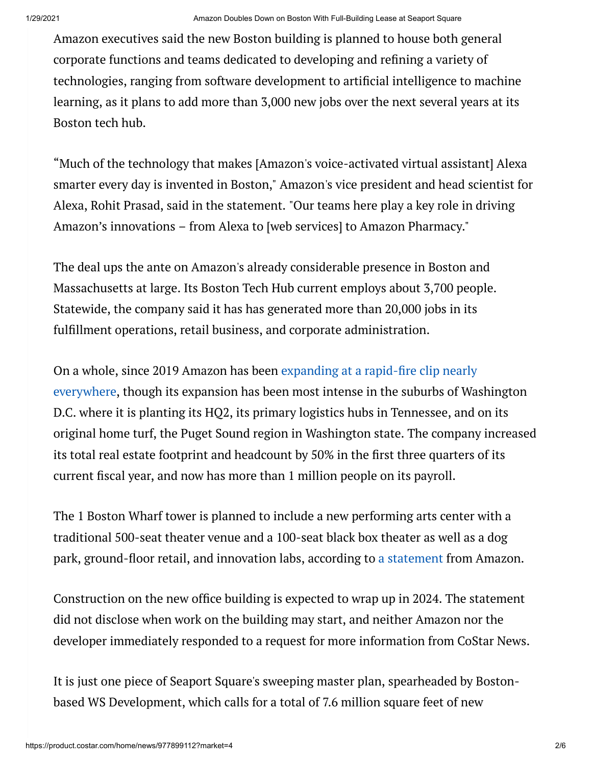Amazon executives said the new Boston building is planned to house both general corporate functions and teams dedicated to developing and refining a variety of technologies, ranging from software development to artificial intelligence to machine learning, as it plans to add more than 3,000 new jobs over the next several years at its Boston tech hub.

“Much of the technology that makes [Amazon's voice-activated virtual assistant] Alexa smarter every day is invented in Boston," Amazon's vice president and head scientist for Alexa, Rohit Prasad, said in the statement. "Our teams here play a key role in driving Amazon’s innovations – from Alexa to [web services] to Amazon Pharmacy."

The deal ups the ante on Amazon's already considerable presence in Boston and Massachusetts at large. Its Boston Tech Hub current employs about 3,700 people. Statewide, the company said it has has generated more than 20,000 jobs in its fulfillment operations, retail business, and corporate administration.

On a whole, since 2019 Amazon has been expanding at a rapid-fire clip nearly everywhere, though its expansion has been most intense in the suburbs of Washington D.C. where it is planting its HQ2, its primary logistics hubs in Tennessee, and on its original home turf, the Puget Sound region in Washington state. The company increased its total real estate footprint and headcount by 50% in the first three quarters of its current fiscal year, and now has more than 1 million people on its payroll.

The 1 Boston Wharf tower is planned to include a new performing arts center with a traditional 500-seat theater venue and a 100-seat black box theater as well as a dog park, ground-floor retail, and innovation labs, according to a statement from Amazon.

Construction on the new office building is expected to wrap up in 2024. The statement did not disclose when work on the building may start, and neither Amazon nor the developer immediately responded to a request for more information from CoStar News.

It is just one piece of Seaport Square's sweeping master plan, spearheaded by Boston-based WS Development, which calls for a total of 7.6 million square feet of new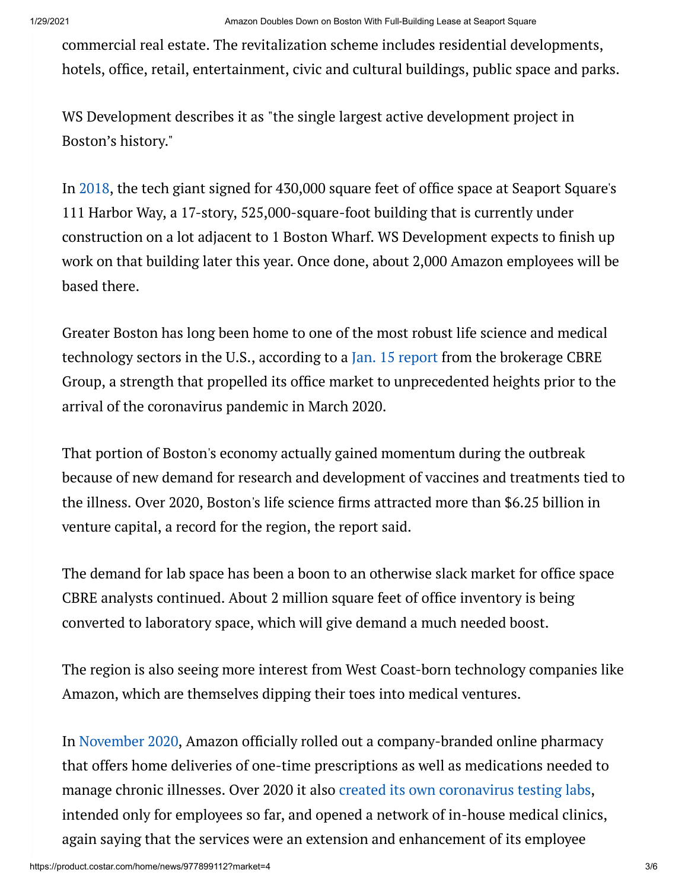commercial real estate. The revitalization scheme includes residential developments, hotels, office, retail, entertainment, civic and cultural buildings, public space and parks.

WS Development describes it as "the single largest active development project in Boston's history."

In 2018, the tech giant signed for 430,000 square feet of office space at Seaport Square's 111 Harbor Way, a 17-story, 525,000-square-foot building that is currently under construction on a lot adjacent to 1 Boston Wharf. WS Development expects to finish up work on that building later this year. Once done, about 2,000 Amazon employees will be based there.

Greater Boston has long been home to one of the most robust life science and medical technology sectors in the U.S., according to a Jan. 15 report from the brokerage CBRE Group, a strength that propelled its office market to unprecedented heights prior to the arrival of the coronavirus pandemic in March 2020.

That portion of Boston's economy actually gained momentum during the outbreak because of new demand for research and development of vaccines and treatments tied to the illness. Over 2020, Boston's life science firms attracted more than $6.25 billion in venture capital, a record for the region, the report said.

The demand for lab space has been a boon to an otherwise slack market for office space CBRE analysts continued. About 2 million square feet of office inventory is being converted to laboratory space, which will give demand a much needed boost.

The region is also seeing more interest from West Coast-born technology companies like Amazon, which are themselves dipping their toes into medical ventures.

In November 2020, Amazon officially rolled out a company-branded online pharmacy that offers home deliveries of one-time prescriptions as well as medications needed to manage chronic illnesses. Over 2020 it also created its own coronavirus testing labs, intended only for employees so far, and opened a network of in-house medical clinics, again saying that the services were an extension and enhancement of its employee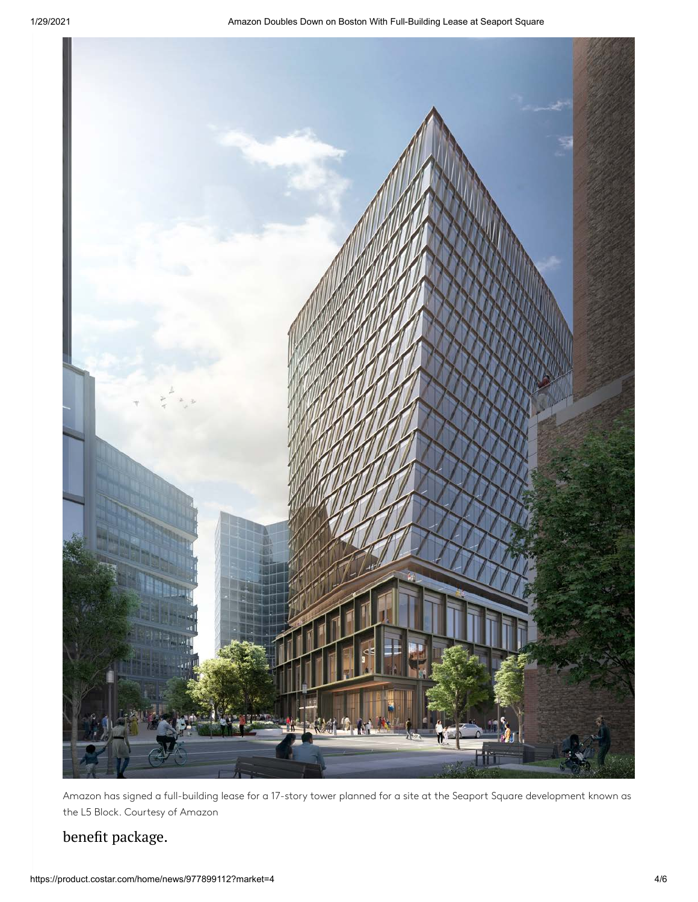Amazon has signed a full-building lease for a 17-story tower planned for a site at the Seaport Square development known as the L5 Block. Courtesy of Amazon

benefit package.